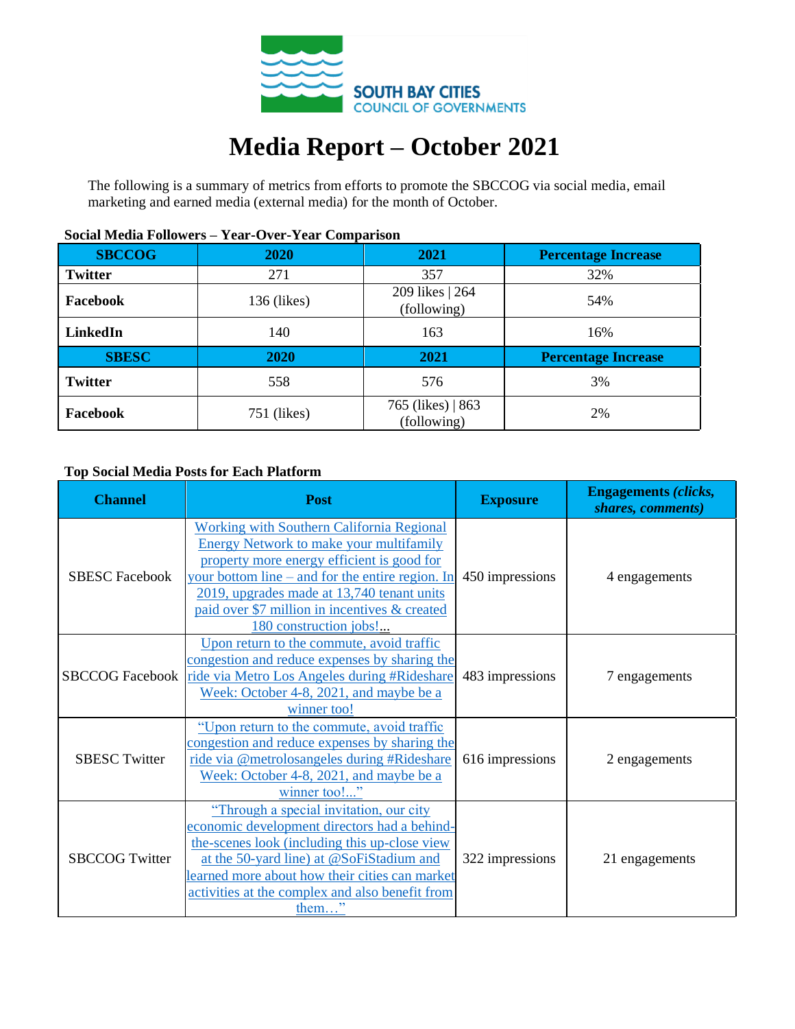SOUTH BAY CITIES COUNCIL OF GOVERNMENTS

# Media Report – October 2021

The following is a summary of metrics from efforts to promote the SBCCOG via social media, email marketing and earned media (external media) for the month of October.

**Social Media Followers – Year-Over-Year Comparison**

| SBCCOG | 2020 | 2021 | Percentage Increase |
|---|---|---|---|
| **Twitter** | 271 | 357 | 32% |
| **Facebook** | 136 (likes) | 209 likes \| 264 (following) | 54% |
| **LinkedIn** | 140 | 163 | 16% |
| **SBESC** | **2020** | **2021** | **Percentage Increase** |
| **Twitter** | 558 | 576 | 3% |
| **Facebook** | 751 (likes) | 765 (likes) \| 863 (following) | 2% |

**Top Social Media Posts for Each Platform**

| Channel | Post | Exposure | Engagements *(clicks, shares, comments)* |
|---|---|---|---|
| SBESC Facebook | Working with Southern California Regional Energy Network to make your multifamily property more energy efficient is good for your bottom line – and for the entire region. In 2019, upgrades made at 13,740 tenant units paid over $7 million in incentives & created 180 construction jobs!... | 450 impressions | 4 engagements |
| SBCCOG Facebook | Upon return to the commute, avoid traffic congestion and reduce expenses by sharing the ride via Metro Los Angeles during #Rideshare Week: October 4-8, 2021, and maybe be a winner too! | 483 impressions | 7 engagements |
| SBESC Twitter | "Upon return to the commute, avoid traffic congestion and reduce expenses by sharing the ride via @metrolosangeles during #Rideshare Week: October 4-8, 2021, and maybe be a winner too!..." | 616 impressions | 2 engagements |
| SBCCOG Twitter | "Through a special invitation, our city economic development directors had a behind-the-scenes look (including this up-close view at the 50-yard line) at @SoFiStadium and learned more about how their cities can market activities at the complex and also benefit from them…" | 322 impressions | 21 engagements |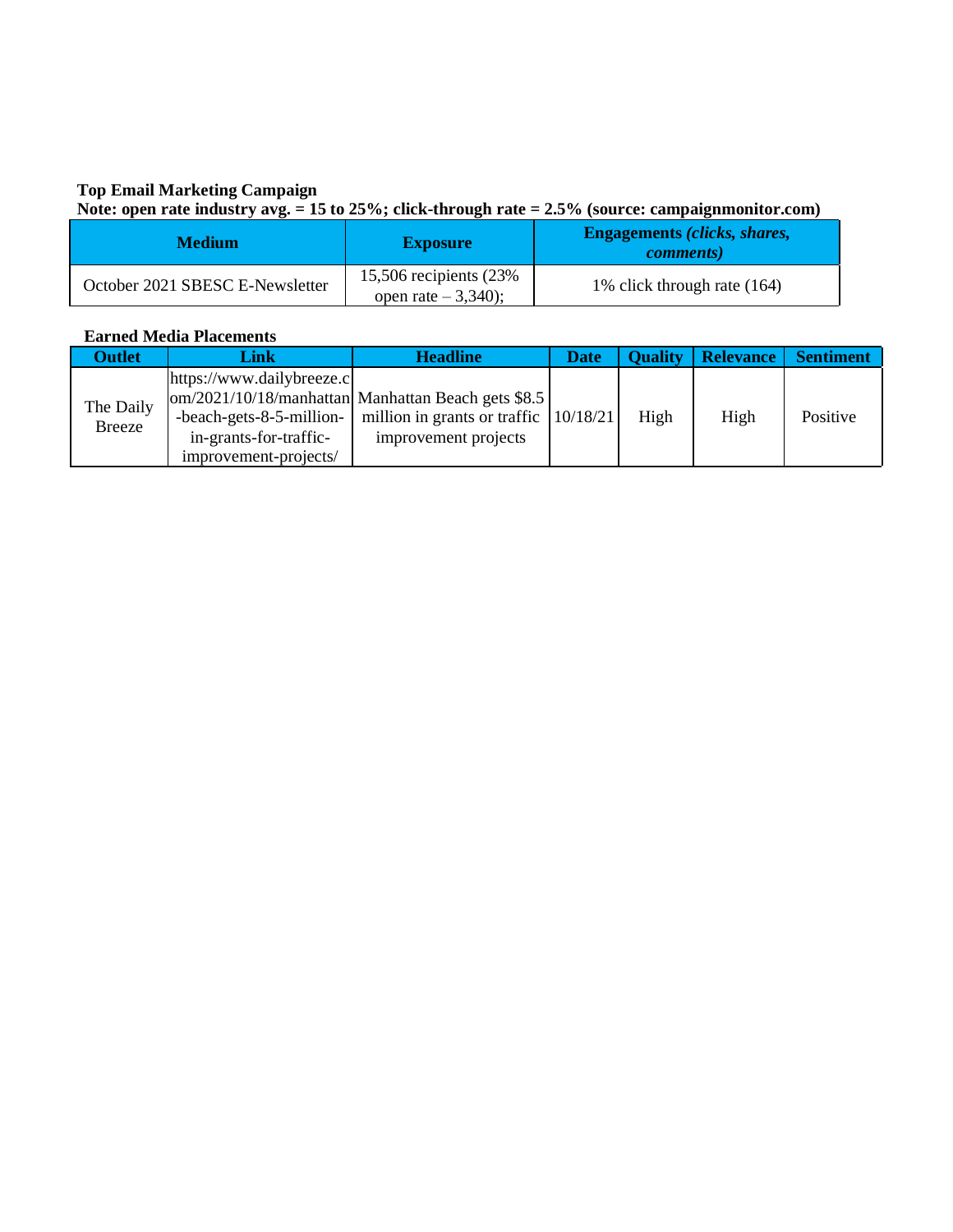**Top Email Marketing Campaign**
**Note: open rate industry avg. = 15 to 25%; click-through rate = 2.5% (source: campaignmonitor.com)**

| Medium | Exposure | Engagements *(clicks, shares, comments)* |
|---|---|---|
| October 2021 SBESC E-Newsletter | 15,506 recipients (23% open rate – 3,340); | 1% click through rate (164) |

**Earned Media Placements**

| Outlet | Link | Headline | Date | Quality | Relevance | Sentiment |
|---|---|---|---|---|---|---|
| The Daily Breeze | https://www.dailybreeze.com/2021/10/18/manhattan-beach-gets-8-5-million-in-grants-for-traffic-improvement-projects/ | Manhattan Beach gets $8.5 million in grants or traffic improvement projects | 10/18/21 | High | High | Positive |